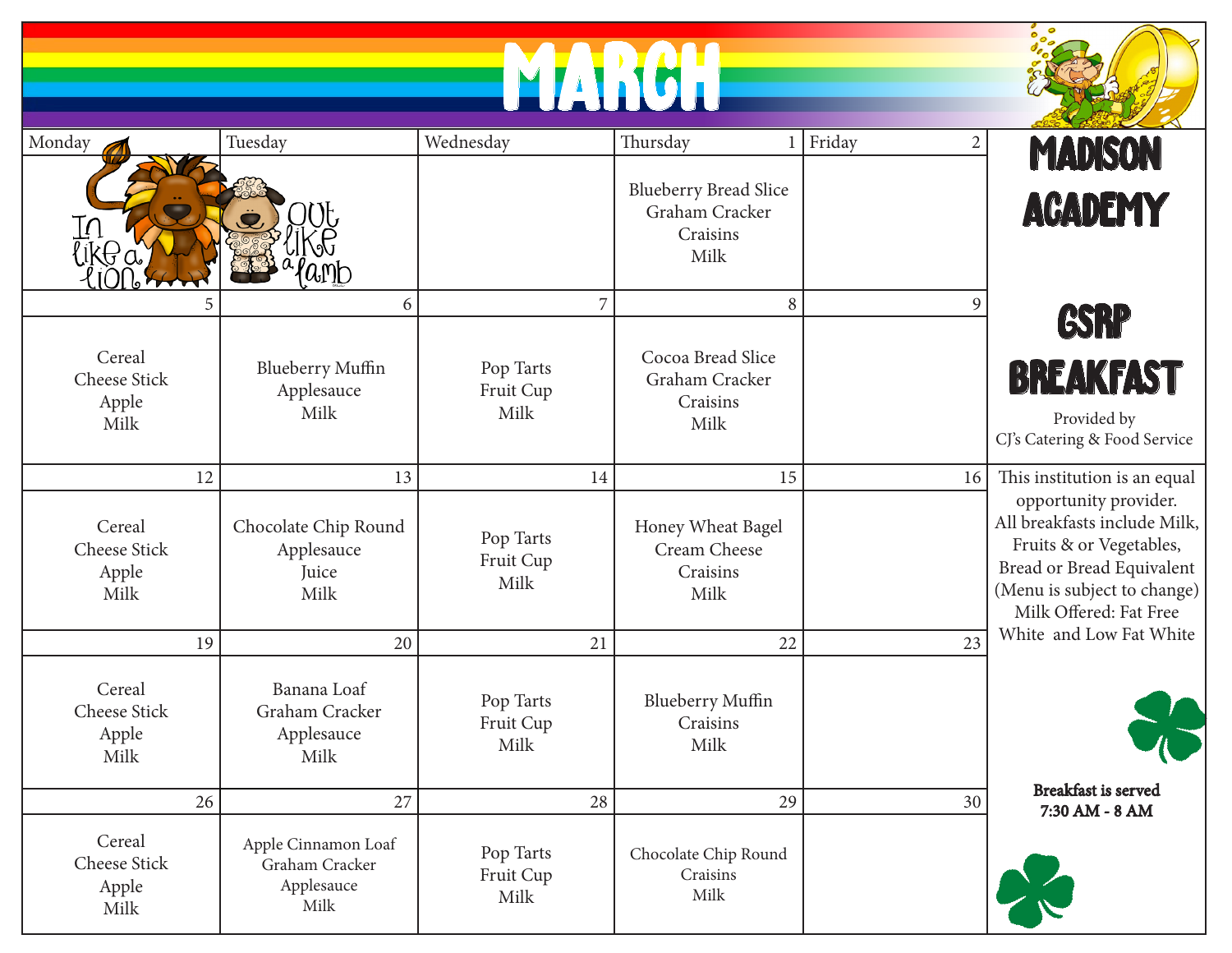# MARCH

## MADISON ACADEMY

## GSRP BREAKFAST

Provided by CJ's Catering & Food Service

| Monday | Tuesday | Wednesday | Thursday | Friday |
|---|---|---|---|---|
| In like a lion | Out like a lamb | | 1<br>Blueberry Bread Slice<br>Graham Cracker<br>Craisins<br>Milk | 2 |
| 5<br>Cereal<br>Cheese Stick<br>Apple<br>Milk | 6<br>Blueberry Muffin<br>Applesauce<br>Milk | 7<br>Pop Tarts<br>Fruit Cup<br>Milk | 8<br>Cocoa Bread Slice<br>Graham Cracker<br>Craisins<br>Milk | 9 |
| 12<br>Cereal<br>Cheese Stick<br>Apple<br>Milk | 13<br>Chocolate Chip Round<br>Applesauce<br>Juice<br>Milk | 14<br>Pop Tarts<br>Fruit Cup<br>Milk | 15<br>Honey Wheat Bagel<br>Cream Cheese<br>Craisins<br>Milk | 16 |
| 19<br>Cereal<br>Cheese Stick<br>Apple<br>Milk | 20<br>Banana Loaf<br>Graham Cracker<br>Applesauce<br>Milk | 21<br>Pop Tarts<br>Fruit Cup<br>Milk | 22<br>Blueberry Muffin<br>Craisins<br>Milk | 23 |
| 26<br>Cereal<br>Cheese Stick<br>Apple<br>Milk | 27<br>Apple Cinnamon Loaf<br>Graham Cracker<br>Applesauce<br>Milk | 28<br>Pop Tarts<br>Fruit Cup<br>Milk | 29<br>Chocolate Chip Round<br>Craisins<br>Milk | 30 |

This institution is an equal opportunity provider. All breakfasts include Milk, Fruits & or Vegetables, Bread or Bread Equivalent (Menu is subject to change) Milk Offered: Fat Free White and Low Fat White

**Breakfast is served 7:30 AM - 8 AM**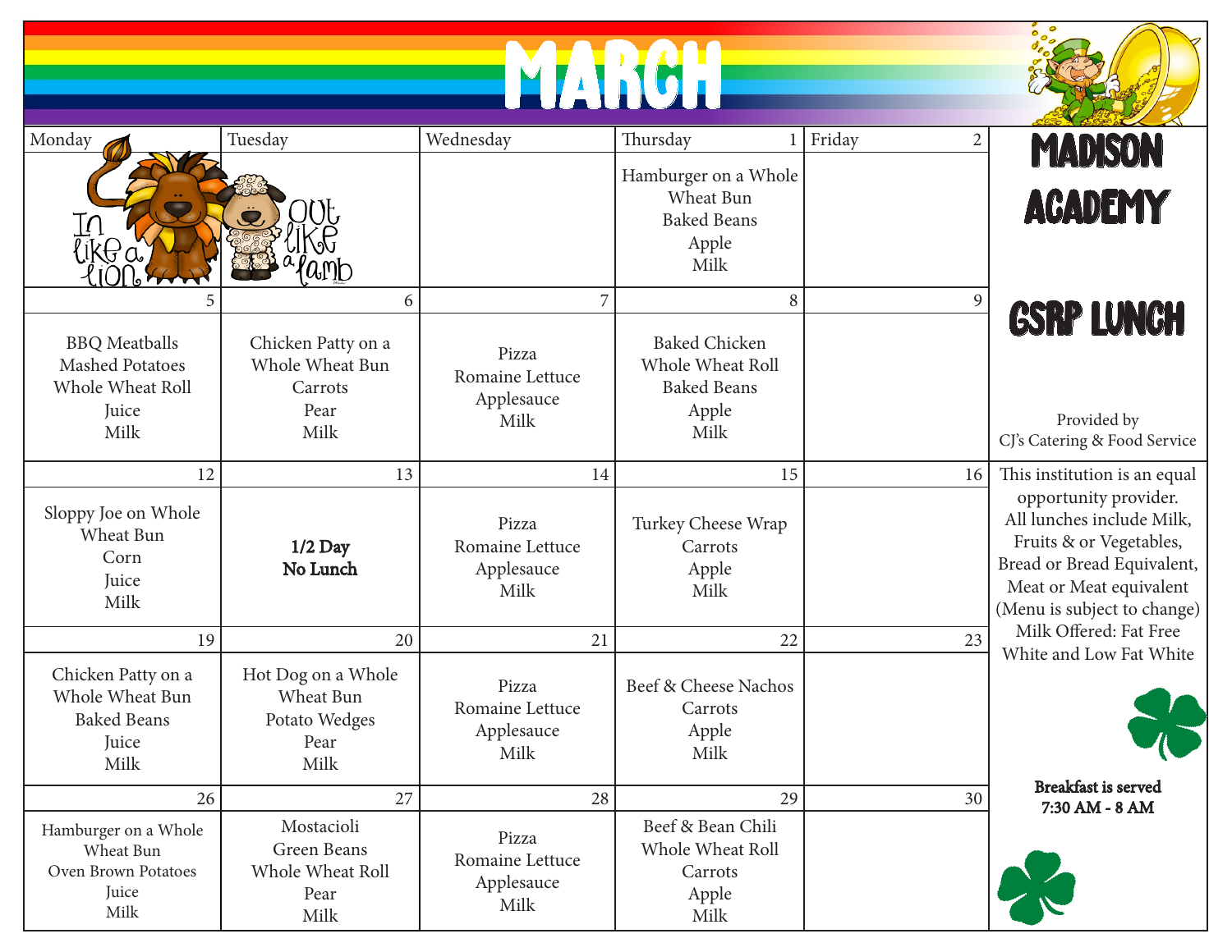# MARCH

## MADISON ACADEMY

## GSRP LUNCH

Provided by CJ's Catering & Food Service

| Monday | Tuesday | Wednesday | Thursday | Friday |
|---|---|---|---|---|
| In like a lion | Out like a lamb | | 1<br>Hamburger on a Whole Wheat Bun<br>Baked Beans<br>Apple<br>Milk | 2 |
| 5<br>BBQ Meatballs<br>Mashed Potatoes<br>Whole Wheat Roll<br>Juice<br>Milk | 6<br>Chicken Patty on a Whole Wheat Bun<br>Carrots<br>Pear<br>Milk | 7<br>Pizza<br>Romaine Lettuce<br>Applesauce<br>Milk | 8<br>Baked Chicken<br>Whole Wheat Roll<br>Baked Beans<br>Apple<br>Milk | 9 |
| 12<br>Sloppy Joe on Whole Wheat Bun<br>Corn<br>Juice<br>Milk | 13<br>**1/2 Day**<br>**No Lunch** | 14<br>Pizza<br>Romaine Lettuce<br>Applesauce<br>Milk | 15<br>Turkey Cheese Wrap<br>Carrots<br>Apple<br>Milk | 16 |
| 19<br>Chicken Patty on a Whole Wheat Bun<br>Baked Beans<br>Juice<br>Milk | 20<br>Hot Dog on a Whole Wheat Bun<br>Potato Wedges<br>Pear<br>Milk | 21<br>Pizza<br>Romaine Lettuce<br>Applesauce<br>Milk | 22<br>Beef & Cheese Nachos<br>Carrots<br>Apple<br>Milk | 23 |
| 26<br>Hamburger on a Whole Wheat Bun<br>Oven Brown Potatoes<br>Juice<br>Milk | 27<br>Mostacioli<br>Green Beans<br>Whole Wheat Roll<br>Pear<br>Milk | 28<br>Pizza<br>Romaine Lettuce<br>Applesauce<br>Milk | 29<br>Beef & Bean Chili<br>Whole Wheat Roll<br>Carrots<br>Apple<br>Milk | 30 |

This institution is an equal opportunity provider. All lunches include Milk, Fruits & or Vegetables, Bread or Bread Equivalent, Meat or Meat equivalent (Menu is subject to change) Milk Offered: Fat Free White and Low Fat White

**Breakfast is served 7:30 AM - 8 AM**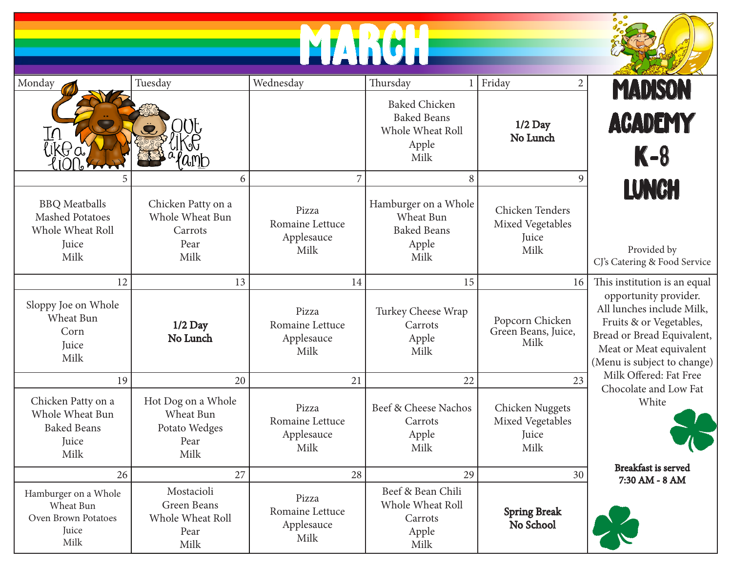# MARCH

## MADISON ACADEMY K-8 LUNCH

Provided by CJ's Catering & Food Service

| Monday | Tuesday | Wednesday | Thursday | Friday |
|---|---|---|---|---|
| In like a lion | Out like a lamb | | 1<br>Baked Chicken<br>Baked Beans<br>Whole Wheat Roll<br>Apple<br>Milk | 2<br>**1/2 Day**<br>**No Lunch** |
| 5<br>BBQ Meatballs<br>Mashed Potatoes<br>Whole Wheat Roll<br>Juice<br>Milk | 6<br>Chicken Patty on a Whole Wheat Bun<br>Carrots<br>Pear<br>Milk | 7<br>Pizza<br>Romaine Lettuce<br>Applesauce<br>Milk | 8<br>Hamburger on a Whole Wheat Bun<br>Baked Beans<br>Apple<br>Milk | 9<br>Chicken Tenders<br>Mixed Vegetables<br>Juice<br>Milk |
| 12<br>Sloppy Joe on Whole Wheat Bun<br>Corn<br>Juice<br>Milk | 13<br>**1/2 Day**<br>**No Lunch** | 14<br>Pizza<br>Romaine Lettuce<br>Applesauce<br>Milk | 15<br>Turkey Cheese Wrap<br>Carrots<br>Apple<br>Milk | 16<br>Popcorn Chicken<br>Green Beans, Juice,<br>Milk |
| 19<br>Chicken Patty on a Whole Wheat Bun<br>Baked Beans<br>Juice<br>Milk | 20<br>Hot Dog on a Whole Wheat Bun<br>Potato Wedges<br>Pear<br>Milk | 21<br>Pizza<br>Romaine Lettuce<br>Applesauce<br>Milk | 22<br>Beef & Cheese Nachos<br>Carrots<br>Apple<br>Milk | 23<br>Chicken Nuggets<br>Mixed Vegetables<br>Juice<br>Milk |
| 26<br>Hamburger on a Whole Wheat Bun<br>Oven Brown Potatoes<br>Juice<br>Milk | 27<br>Mostacioli<br>Green Beans<br>Whole Wheat Roll<br>Pear<br>Milk | 28<br>Pizza<br>Romaine Lettuce<br>Applesauce<br>Milk | 29<br>Beef & Bean Chili<br>Whole Wheat Roll<br>Carrots<br>Apple<br>Milk | 30<br>**Spring Break**<br>**No School** |

This institution is an equal opportunity provider. All lunches include Milk, Fruits & or Vegetables, Bread or Bread Equivalent, Meat or Meat equivalent (Menu is subject to change) Milk Offered: Fat Free Chocolate and Low Fat White

**Breakfast is served 7:30 AM - 8 AM**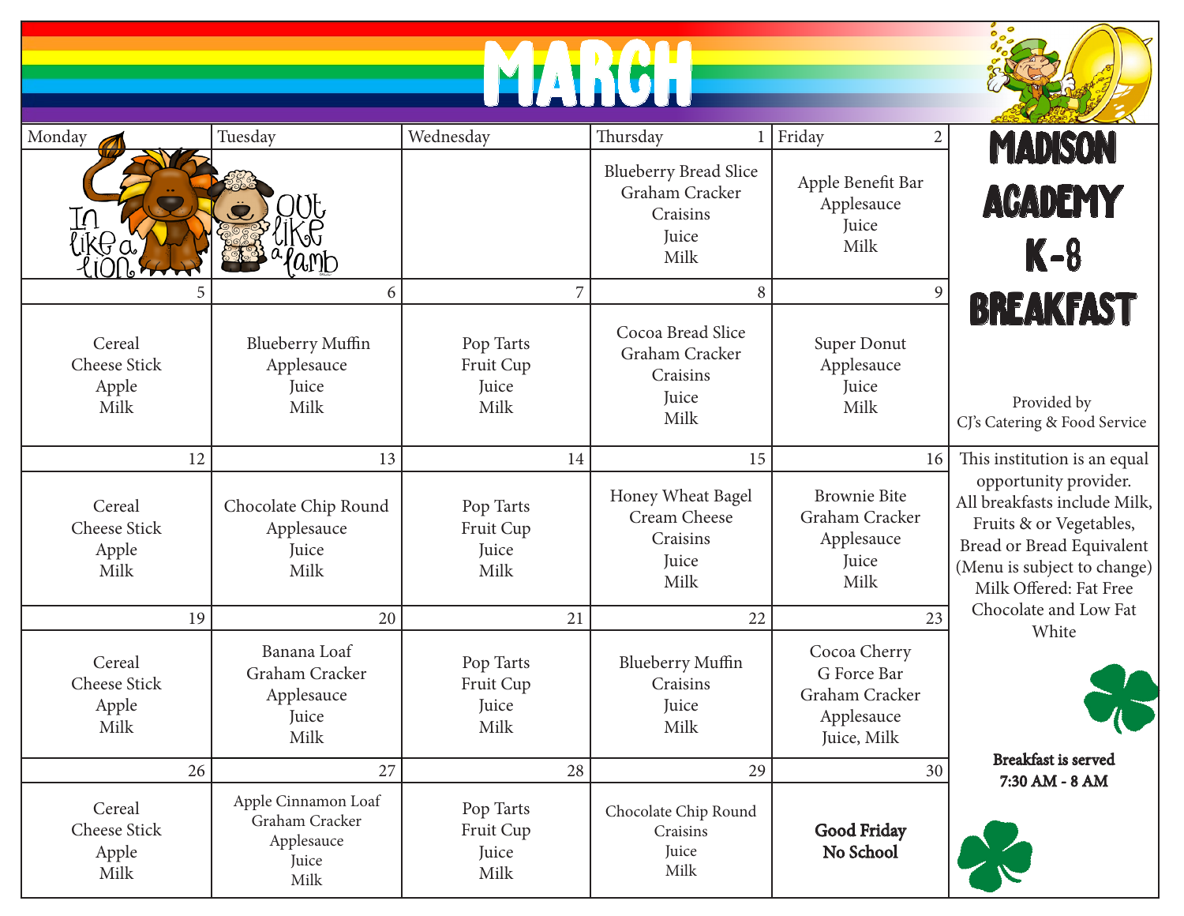# MARCH

# MADISON ACADEMY K-8 BREAKFAST

Provided by CJ's Catering & Food Service

| Monday | Tuesday | Wednesday | Thursday | Friday |
|---|---|---|---|---|
| In like a lion | Out like a lamb | | **1** Blueberry Bread Slice, Graham Cracker, Craisins, Juice, Milk | **2** Apple Benefit Bar, Applesauce, Juice, Milk |
| **5** Cereal, Cheese Stick, Apple, Milk | **6** Blueberry Muffin, Applesauce, Juice, Milk | **7** Pop Tarts, Fruit Cup, Juice, Milk | **8** Cocoa Bread Slice, Graham Cracker, Craisins, Juice, Milk | **9** Super Donut, Applesauce, Juice, Milk |
| **12** Cereal, Cheese Stick, Apple, Milk | **13** Chocolate Chip Round, Applesauce, Juice, Milk | **14** Pop Tarts, Fruit Cup, Juice, Milk | **15** Honey Wheat Bagel, Cream Cheese, Craisins, Juice, Milk | **16** Brownie Bite, Graham Cracker, Applesauce, Juice, Milk |
| **19** Cereal, Cheese Stick, Apple, Milk | **20** Banana Loaf, Graham Cracker, Applesauce, Juice, Milk | **21** Pop Tarts, Fruit Cup, Juice, Milk | **22** Blueberry Muffin, Craisins, Juice, Milk | **23** Cocoa Cherry G Force Bar, Graham Cracker, Applesauce, Juice, Milk |
| **26** Cereal, Cheese Stick, Apple, Milk | **27** Apple Cinnamon Loaf, Graham Cracker, Applesauce, Juice, Milk | **28** Pop Tarts, Fruit Cup, Juice, Milk | **29** Chocolate Chip Round, Craisins, Juice, Milk | **30** **Good Friday No School** |

This institution is an equal opportunity provider. All breakfasts include Milk, Fruits & or Vegetables, Bread or Bread Equivalent (Menu is subject to change) Milk Offered: Fat Free Chocolate and Low Fat White

**Breakfast is served 7:30 AM - 8 AM**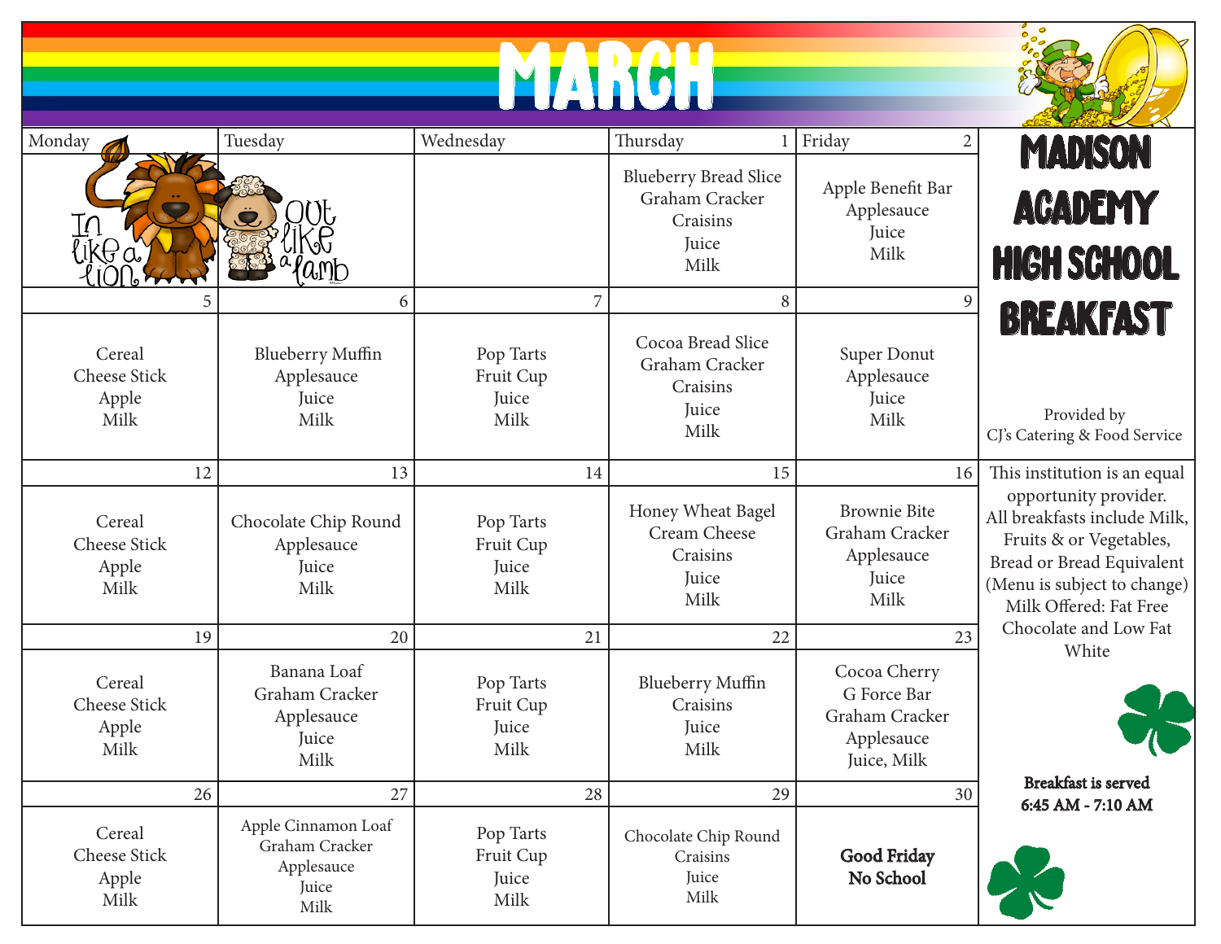# MARCH

## MADISON ACADEMY HIGH SCHOOL BREAKFAST

Provided by CJ's Catering & Food Service

| Monday | Tuesday | Wednesday | Thursday | Friday |
|---|---|---|---|---|
| In like a lion | out like a lamb | | **1** Blueberry Bread Slice, Graham Cracker, Craisins, Juice, Milk | **2** Apple Benefit Bar, Applesauce, Juice, Milk |
| **5** Cereal, Cheese Stick, Apple, Milk | **6** Blueberry Muffin, Applesauce, Juice, Milk | **7** Pop Tarts, Fruit Cup, Juice, Milk | **8** Cocoa Bread Slice, Graham Cracker, Craisins, Juice, Milk | **9** Super Donut, Applesauce, Juice, Milk |
| **12** Cereal, Cheese Stick, Apple, Milk | **13** Chocolate Chip Round, Applesauce, Juice, Milk | **14** Pop Tarts, Fruit Cup, Juice, Milk | **15** Honey Wheat Bagel, Cream Cheese, Craisins, Juice, Milk | **16** Brownie Bite, Graham Cracker, Applesauce, Juice, Milk |
| **19** Cereal, Cheese Stick, Apple, Milk | **20** Banana Loaf, Graham Cracker, Applesauce, Juice, Milk | **21** Pop Tarts, Fruit Cup, Juice, Milk | **22** Blueberry Muffin, Craisins, Juice, Milk | **23** Cocoa Cherry G Force Bar, Graham Cracker, Applesauce, Juice, Milk |
| **26** Cereal, Cheese Stick, Apple, Milk | **27** Apple Cinnamon Loaf, Graham Cracker, Applesauce, Juice, Milk | **28** Pop Tarts, Fruit Cup, Juice, Milk | **29** Chocolate Chip Round, Craisins, Juice, Milk | **30** **Good Friday No School** |

This institution is an equal opportunity provider. All breakfasts include Milk, Fruits & or Vegetables, Bread or Bread Equivalent (Menu is subject to change) Milk Offered: Fat Free Chocolate and Low Fat White

**Breakfast is served 6:45 AM - 7:10 AM**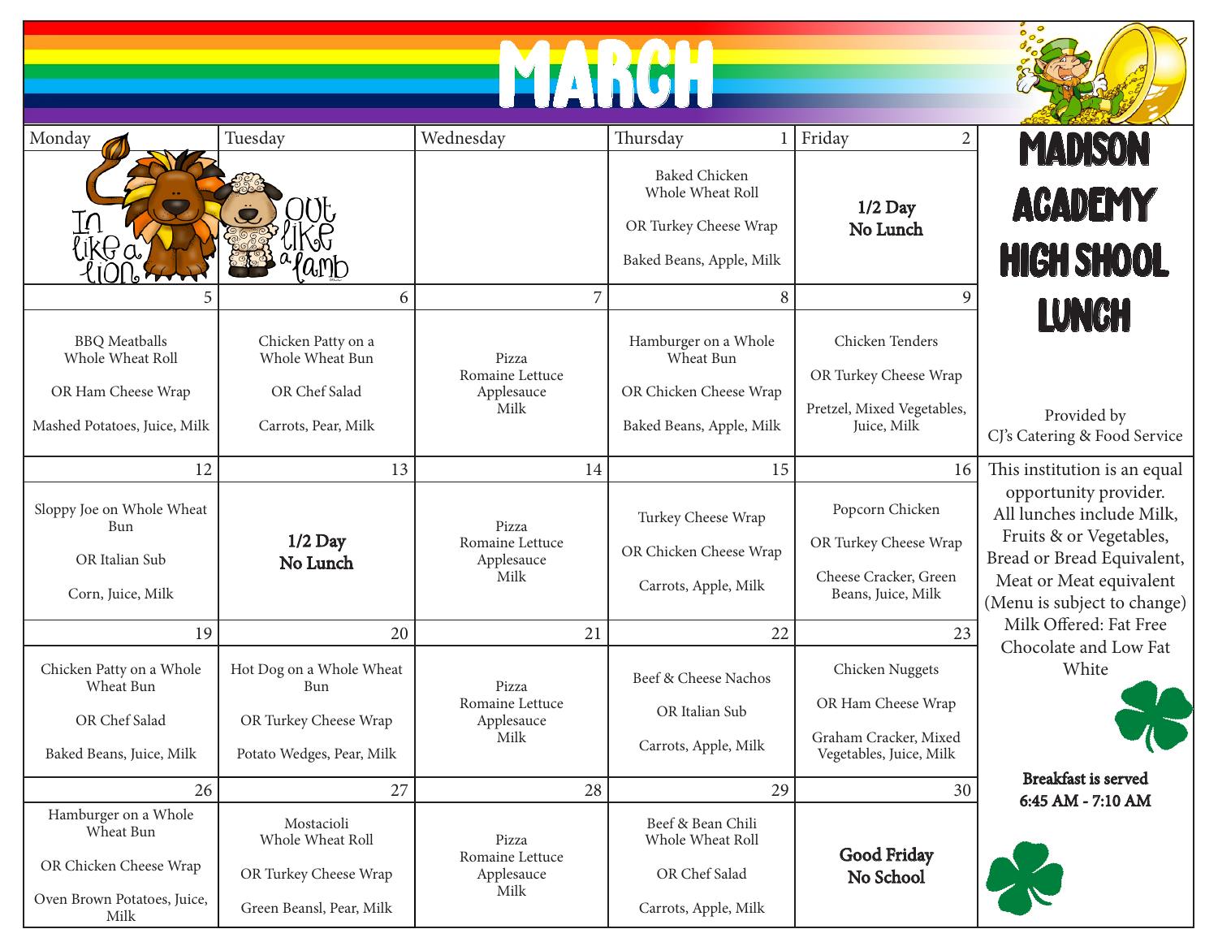# MARCH

## MADISON ACADEMY HIGH SHOOL LUNCH

Provided by CJ's Catering & Food Service

| Monday | Tuesday | Wednesday | Thursday | Friday |
|---|---|---|---|---|
| In like a lion | out like a lamb | | 1<br>Baked Chicken<br>Whole Wheat Roll<br>OR Turkey Cheese Wrap<br>Baked Beans, Apple, Milk | 2<br>**1/2 Day**<br>**No Lunch** |
| 5<br>BBQ Meatballs<br>Whole Wheat Roll<br>OR Ham Cheese Wrap<br>Mashed Potatoes, Juice, Milk | 6<br>Chicken Patty on a Whole Wheat Bun<br>OR Chef Salad<br>Carrots, Pear, Milk | 7<br>Pizza<br>Romaine Lettuce<br>Applesauce<br>Milk | 8<br>Hamburger on a Whole Wheat Bun<br>OR Chicken Cheese Wrap<br>Baked Beans, Apple, Milk | 9<br>Chicken Tenders<br>OR Turkey Cheese Wrap<br>Pretzel, Mixed Vegetables, Juice, Milk |
| 12<br>Sloppy Joe on Whole Wheat Bun<br>OR Italian Sub<br>Corn, Juice, Milk | 13<br>**1/2 Day**<br>**No Lunch** | 14<br>Pizza<br>Romaine Lettuce<br>Applesauce<br>Milk | 15<br>Turkey Cheese Wrap<br>OR Chicken Cheese Wrap<br>Carrots, Apple, Milk | 16<br>Popcorn Chicken<br>OR Turkey Cheese Wrap<br>Cheese Cracker, Green Beans, Juice, Milk |
| 19<br>Chicken Patty on a Whole Wheat Bun<br>OR Chef Salad<br>Baked Beans, Juice, Milk | 20<br>Hot Dog on a Whole Wheat Bun<br>OR Turkey Cheese Wrap<br>Potato Wedges, Pear, Milk | 21<br>Pizza<br>Romaine Lettuce<br>Applesauce<br>Milk | 22<br>Beef & Cheese Nachos<br>OR Italian Sub<br>Carrots, Apple, Milk | 23<br>Chicken Nuggets<br>OR Ham Cheese Wrap<br>Graham Cracker, Mixed Vegetables, Juice, Milk |
| 26<br>Hamburger on a Whole Wheat Bun<br>OR Chicken Cheese Wrap<br>Oven Brown Potatoes, Juice, Milk | 27<br>Mostacioli<br>Whole Wheat Roll<br>OR Turkey Cheese Wrap<br>Green Beansl, Pear, Milk | 28<br>Pizza<br>Romaine Lettuce<br>Applesauce<br>Milk | 29<br>Beef & Bean Chili<br>Whole Wheat Roll<br>OR Chef Salad<br>Carrots, Apple, Milk | 30<br>**Good Friday**<br>**No School** |

This institution is an equal opportunity provider. All lunches include Milk, Fruits & or Vegetables, Bread or Bread Equivalent, Meat or Meat equivalent (Menu is subject to change) Milk Offered: Fat Free Chocolate and Low Fat White

**Breakfast is served 6:45 AM - 7:10 AM**